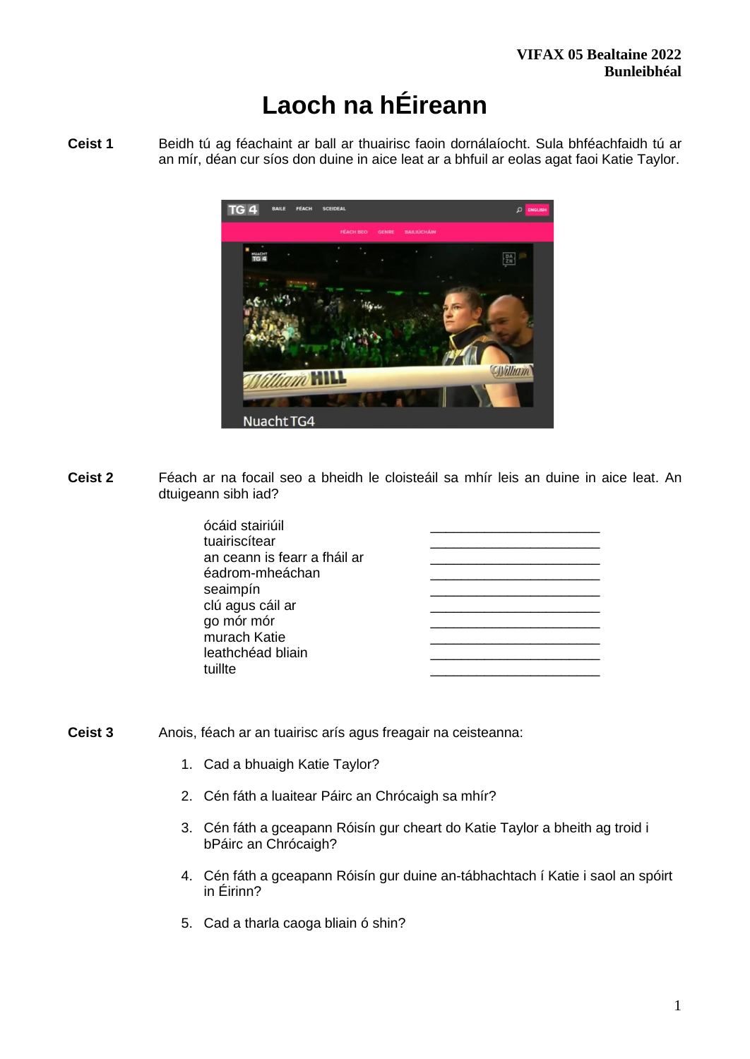**VIFAX 05 Bealtaine 2022**
**Bunleibhéal**

# Laoch na hÉireann

**Ceist 1** Beidh tú ag féachaint ar ball ar thuairisc faoin dornálaíocht. Sula bhféachfaidh tú ar an mír, déan cur síos don duine in aice leat ar a bhfuil ar eolas agat faoi Katie Taylor.

**Ceist 2** Féach ar na focail seo a bheidh le cloisteáil sa mhír leis an duine in aice leat. An dtuigeann sibh iad?

| | |
|---|---|
| ócáid stairiúil | ______________________ |
| tuairiscítear | ______________________ |
| an ceann is fearr a fháil ar | ______________________ |
| éadrom-mheáchan | ______________________ |
| seaimpín | ______________________ |
| clú agus cáil ar | ______________________ |
| go mór mór | ______________________ |
| murach Katie | ______________________ |
| leathchéad bliain | ______________________ |
| tuillte | ______________________ |

**Ceist 3** Anois, féach ar an tuairisc arís agus freagair na ceisteanna:

1. Cad a bhuaigh Katie Taylor?
2. Cén fáth a luaitear Páirc an Chrócaigh sa mhír?
3. Cén fáth a gceapann Róisín gur cheart do Katie Taylor a bheith ag troid i bPáirc an Chrócaigh?
4. Cén fáth a gceapann Róisín gur duine an-tábhachtach í Katie i saol an spóirt in Éirinn?
5. Cad a tharla caoga bliain ó shin?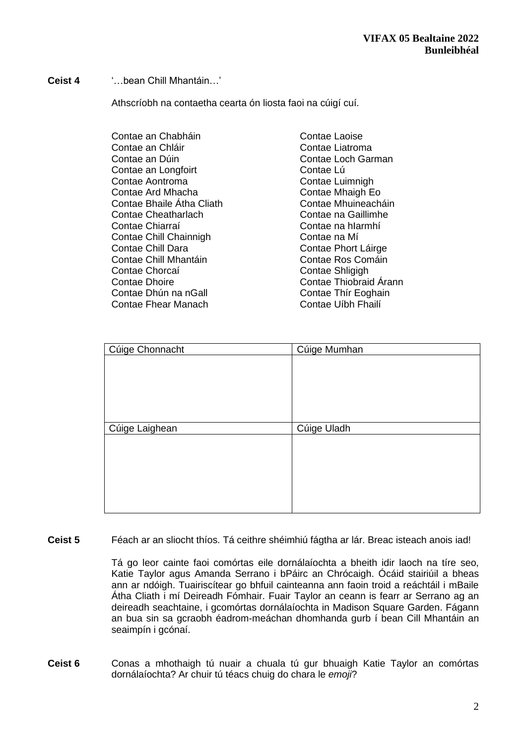**Ceist 4** '…bean Chill Mhantáin…'

Athscríobh na contaetha cearta ón liosta faoi na cúigí cuí.

Contae an Chabháin
Contae an Chláir
Contae an Dúin
Contae an Longfoirt
Contae Aontroma
Contae Ard Mhacha
Contae Bhaile Átha Cliath
Contae Cheatharlach
Contae Chiarraí
Contae Chill Chainnigh
Contae Chill Dara
Contae Chill Mhantáin
Contae Chorcaí
Contae Dhoire
Contae Dhún na nGall
Contae Fhear Manach
Contae Laoise
Contae Liatroma
Contae Loch Garman
Contae Lú
Contae Luimnigh
Contae Mhaigh Eo
Contae Mhuineacháin
Contae na Gaillimhe
Contae na hIarmhí
Contae na Mí
Contae Phort Láirge
Contae Ros Comáin
Contae Shligigh
Contae Thiobraid Árann
Contae Thír Eoghain
Contae Uíbh Fhailí

| Cúige Chonnacht | Cúige Mumhan |
|---|---|
| | |
| **Cúige Laighean** | **Cúige Uladh** |
| | |

**Ceist 5** Féach ar an sliocht thíos. Tá ceithre shéimhiú fágtha ar lár. Breac isteach anois iad!

Tá go leor cainte faoi comórtas eile dornálaíochta a bheith idir laoch na tíre seo, Katie Taylor agus Amanda Serrano i bPáirc an Chrócaigh. Ócáid stairiúil a bheas ann ar ndóigh. Tuairiscítear go bhfuil cainteanna ann faoin troid a reáchtáil i mBaile Átha Cliath i mí Deireadh Fómhair. Fuair Taylor an ceann is fearr ar Serrano ag an deireadh seachtaine, i gcomórtas dornálaíochta in Madison Square Garden. Fágann an bua sin sa gcraobh éadrom-meáchan dhomhanda gurb í bean Cill Mhantáin an seaimpín i gcónaí.

**Ceist 6** Conas a mhothaigh tú nuair a chuala tú gur bhuaigh Katie Taylor an comórtas dornálaíochta? Ar chuir tú téacs chuig do chara le *emoji*?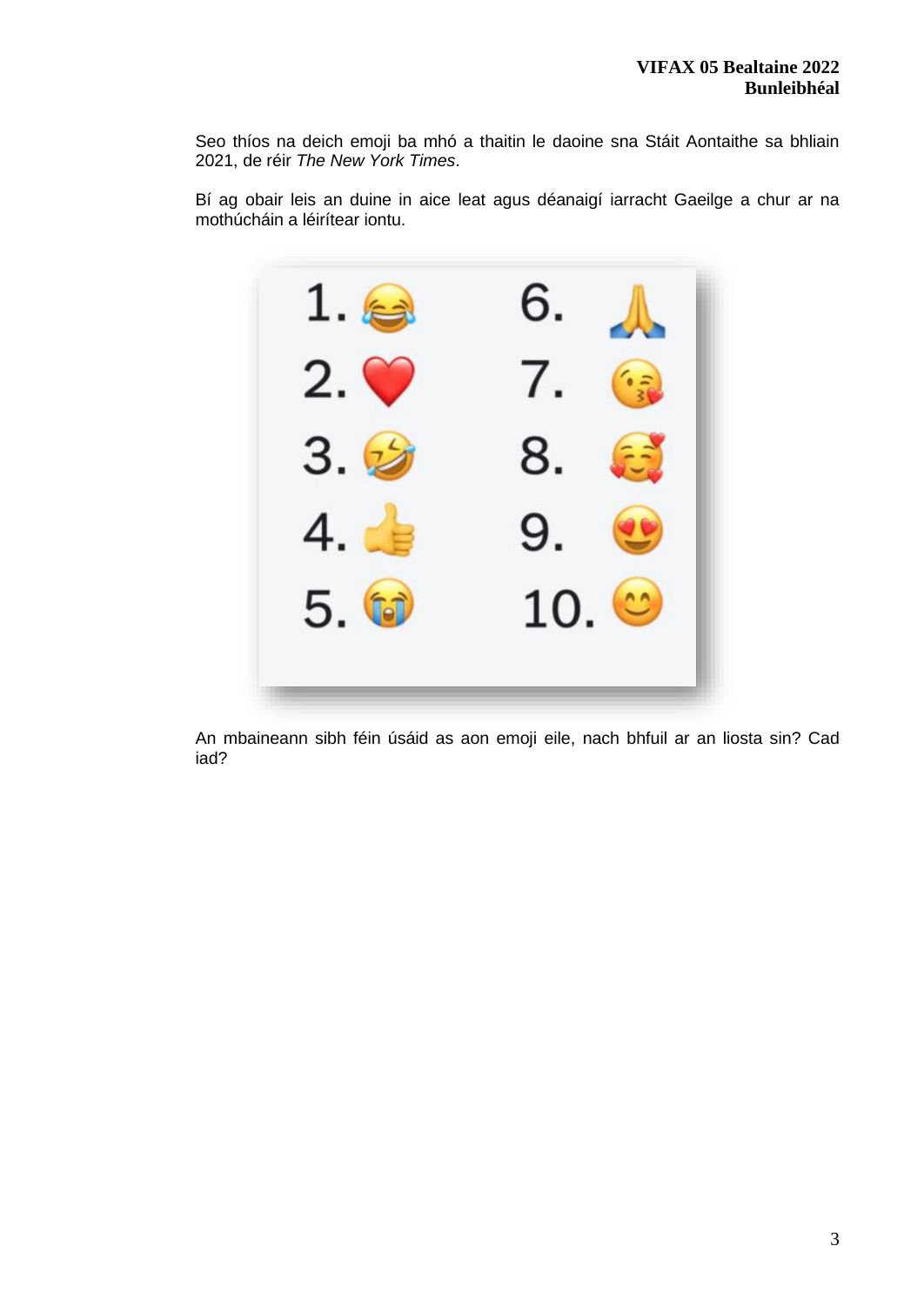Seo thíos na deich emoji ba mhó a thaitin le daoine sna Stáit Aontaithe sa bhliain 2021, de réir *The New York Times*.

Bí ag obair leis an duine in aice leat agus déanaigí iarracht Gaeilge a chur ar na mothúcháin a léirítear iontu.

1. 😂
2. ❤️
3. 🤣
4. 👍
5. 😭
6. 🙏
7. 😘
8. 🥰
9. 😍
10. 😊

An mbaineann sibh féin úsáid as aon emoji eile, nach bhfuil ar an liosta sin? Cad iad?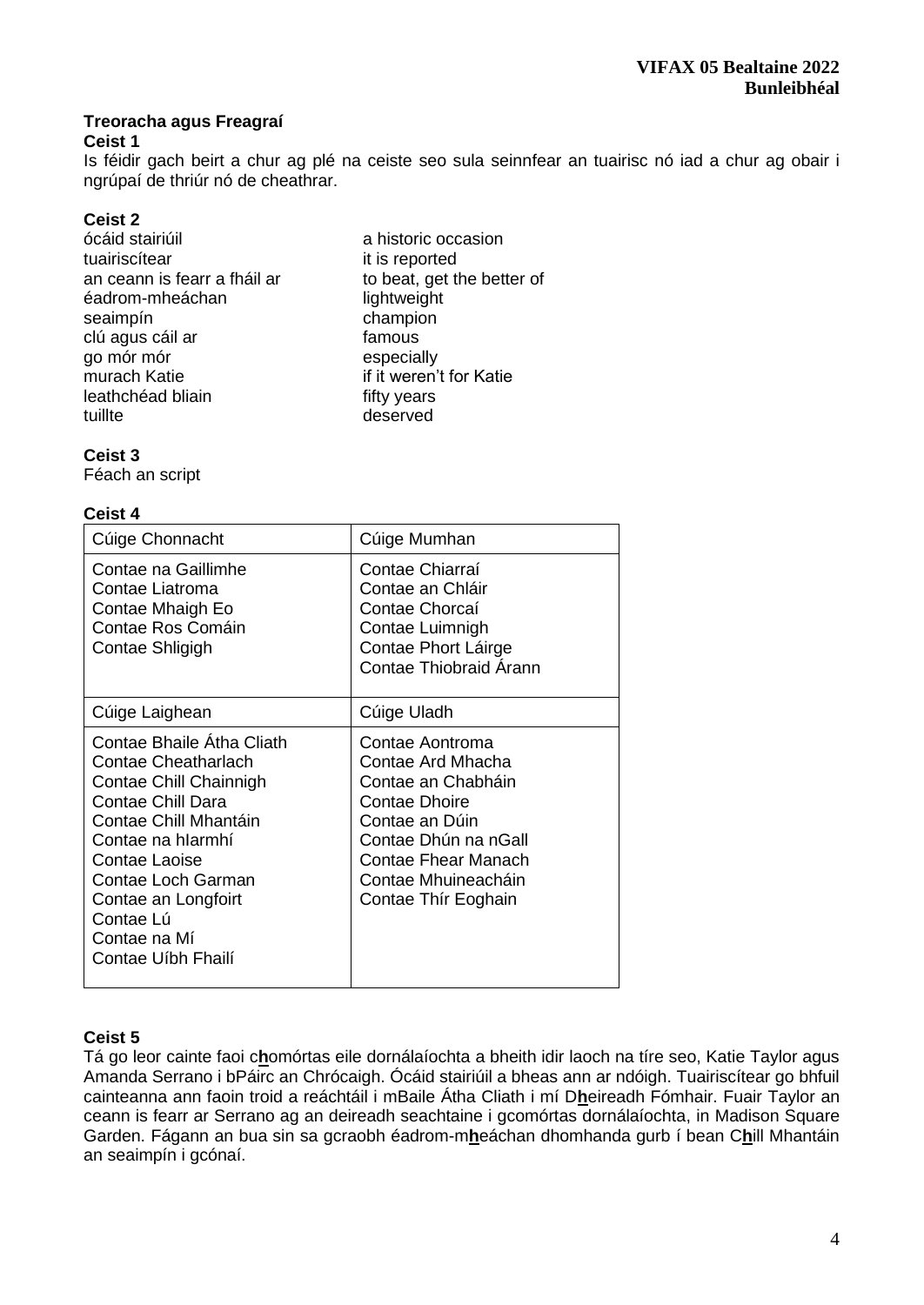## Treoracha agus Freagraí

**Ceist 1**

Is féidir gach beirt a chur ag plé na ceiste seo sula seinnfear an tuairisc nó iad a chur ag obair i ngrúpaí de thriúr nó de cheathrar.

**Ceist 2**

| | |
|---|---|
| ócáid stairiúil | a historic occasion |
| tuairiscítear | it is reported |
| an ceann is fearr a fháil ar | to beat, get the better of |
| éadrom-mheáchan | lightweight |
| seaimpín | champion |
| clú agus cáil ar | famous |
| go mór mór | especially |
| murach Katie | if it weren't for Katie |
| leathchéad bliain | fifty years |
| tuillte | deserved |

**Ceist 3**

Féach an script

**Ceist 4**

| Cúige Chonnacht | Cúige Mumhan |
|---|---|
| Contae na Gaillimhe<br>Contae Liatroma<br>Contae Mhaigh Eo<br>Contae Ros Comáin<br>Contae Shligigh | Contae Chiarraí<br>Contae an Chláir<br>Contae Chorcaí<br>Contae Luimnigh<br>Contae Phort Láirge<br>Contae Thiobraid Árann |
| **Cúige Laighean** | **Cúige Uladh** |
| Contae Bhaile Átha Cliath<br>Contae Cheatharlach<br>Contae Chill Chainnigh<br>Contae Chill Dara<br>Contae Chill Mhantáin<br>Contae na hIarmhí<br>Contae Laoise<br>Contae Loch Garman<br>Contae an Longfoirt<br>Contae Lú<br>Contae na Mí<br>Contae Uíbh Fhailí | Contae Aontroma<br>Contae Ard Mhacha<br>Contae an Chabháin<br>Contae Dhoire<br>Contae an Dúin<br>Contae Dhún na nGall<br>Contae Fhear Manach<br>Contae Mhuineacháin<br>Contae Thír Eoghain |

**Ceist 5**

Tá go leor cainte faoi c**h**omórtas eile dornálaíochta a bheith idir laoch na tíre seo, Katie Taylor agus Amanda Serrano i bPáirc an Chrócaigh. Ócáid stairiúil a bheas ann ar ndóigh. Tuairiscítear go bhfuil cainteanna ann faoin troid a reáchtáil i mBaile Átha Cliath i mí D**h**eireadh Fómhair. Fuair Taylor an ceann is fearr ar Serrano ag an deireadh seachtaine i gcomórtas dornálaíochta, in Madison Square Garden. Fágann an bua sin sa gcraobh éadrom-m**h**eáchan dhomhanda gurb í bean C**h**ill Mhantáin an seaimpín i gcónaí.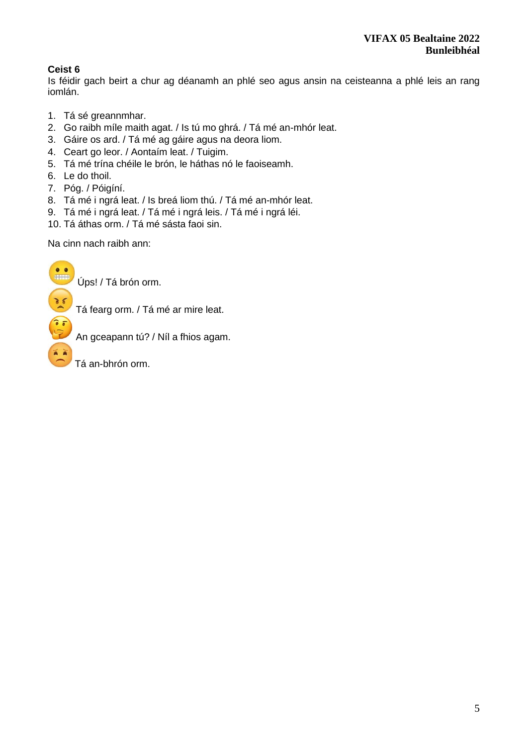**Ceist 6**

Is féidir gach beirt a chur ag déanamh an phlé seo agus ansin na ceisteanna a phlé leis an rang iomlán.

1. Tá sé greannmhar.
2. Go raibh míle maith agat. / Is tú mo ghrá. / Tá mé an-mhór leat.
3. Gáire os ard. / Tá mé ag gáire agus na deora liom.
4. Ceart go leor. / Aontaím leat. / Tuigim.
5. Tá mé trína chéile le brón, le háthas nó le faoiseamh.
6. Le do thoil.
7. Póg. / Póigíní.
8. Tá mé i ngrá leat. / Is breá liom thú. / Tá mé an-mhór leat.
9. Tá mé i ngrá leat. / Tá mé i ngrá leis. / Tá mé i ngrá léi.
10. Tá áthas orm. / Tá mé sásta faoi sin.

Na cinn nach raibh ann:

😬 Úps! / Tá brón orm.

😠 Tá fearg orm. / Tá mé ar mire leat.

🤔 An gceapann tú? / Níl a fhios agam.

😟 Tá an-bhrón orm.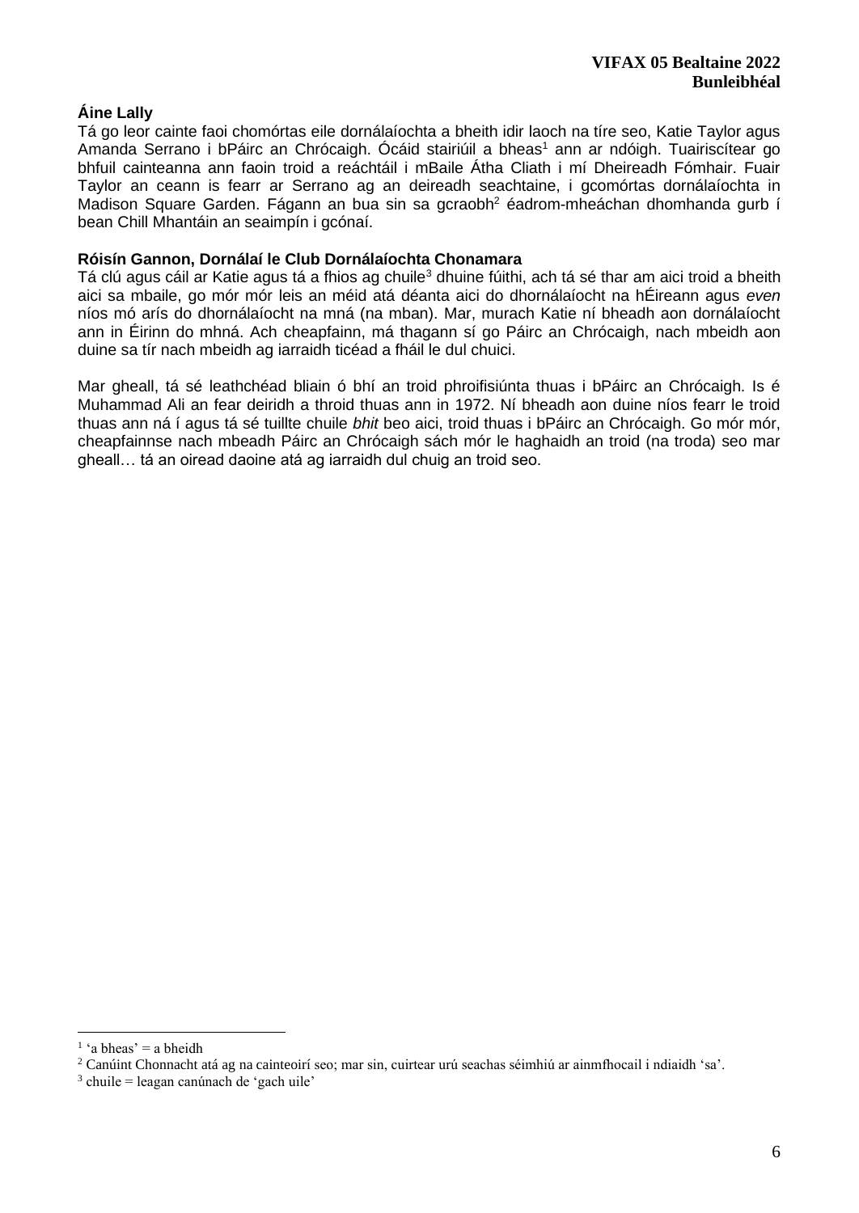**Áine Lally**

Tá go leor cainte faoi chomórtas eile dornálaíochta a bheith idir laoch na tíre seo, Katie Taylor agus Amanda Serrano i bPáirc an Chrócaigh. Ócáid stairiúil a bheas[1] ann ar ndóigh. Tuairiscítear go bhfuil cainteanna ann faoin troid a reáchtáil i mBaile Átha Cliath i mí Dheireadh Fómhair. Fuair Taylor an ceann is fearr ar Serrano ag an deireadh seachtaine, i gcomórtas dornálaíochta in Madison Square Garden. Fágann an bua sin sa gcraobh[2] éadrom-mheáchan dhomhanda gurb í bean Chill Mhantáin an seaimpín i gcónaí.

**Róisín Gannon, Dornálaí le Club Dornálaíochta Chonamara**

Tá clú agus cáil ar Katie agus tá a fhios ag chuile[3] dhuine fúithi, ach tá sé thar am aici troid a bheith aici sa mbaile, go mór mór leis an méid atá déanta aici do dhornálaíocht na hÉireann agus *even* níos mó arís do dhornálaíocht na mná (na mban). Mar, murach Katie ní bheadh aon dornálaíocht ann in Éirinn do mhná. Ach cheapfainn, má thagann sí go Páirc an Chrócaigh, nach mbeidh aon duine sa tír nach mbeidh ag iarraidh ticéad a fháil le dul chuici.

Mar gheall, tá sé leathchéad bliain ó bhí an troid phroifisiúnta thuas i bPáirc an Chrócaigh. Is é Muhammad Ali an fear deiridh a throid thuas ann in 1972. Ní bheadh aon duine níos fearr le troid thuas ann ná í agus tá sé tuillte chuile *bhit* beo aici, troid thuas i bPáirc an Chrócaigh. Go mór mór, cheapfainnse nach mbeadh Páirc an Chrócaigh sách mór le haghaidh an troid (na troda) seo mar gheall… tá an oiread daoine atá ag iarraidh dul chuig an troid seo.

---

[1] 'a bheas' = a bheidh

[2] Canúint Chonnacht atá ag na cainteoirí seo; mar sin, cuirtear urú seachas séimhiú ar ainmfhocail i ndiaidh 'sa'.

[3] chuile = leagan canúnach de 'gach uile'